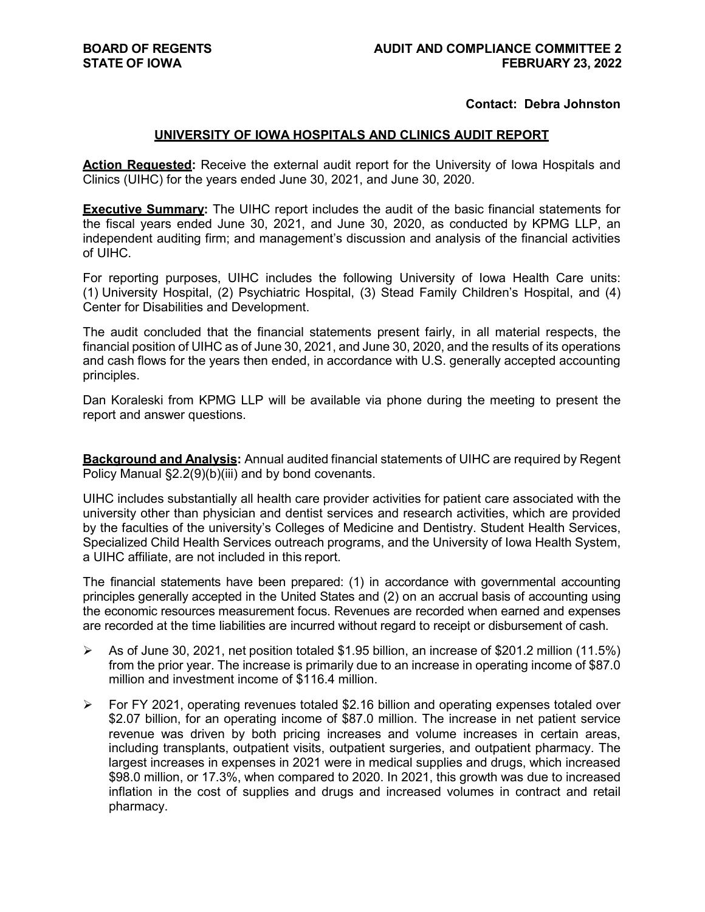**BOARD OF REGENTS**
**STATE OF IOWA**

**AUDIT AND COMPLIANCE COMMITTEE 2**
**FEBRUARY 23, 2022**

**Contact: Debra Johnston**

## UNIVERSITY OF IOWA HOSPITALS AND CLINICS AUDIT REPORT

**Action Requested:** Receive the external audit report for the University of Iowa Hospitals and Clinics (UIHC) for the years ended June 30, 2021, and June 30, 2020.

**Executive Summary:** The UIHC report includes the audit of the basic financial statements for the fiscal years ended June 30, 2021, and June 30, 2020, as conducted by KPMG LLP, an independent auditing firm; and management's discussion and analysis of the financial activities of UIHC.

For reporting purposes, UIHC includes the following University of Iowa Health Care units: (1) University Hospital, (2) Psychiatric Hospital, (3) Stead Family Children's Hospital, and (4) Center for Disabilities and Development.

The audit concluded that the financial statements present fairly, in all material respects, the financial position of UIHC as of June 30, 2021, and June 30, 2020, and the results of its operations and cash flows for the years then ended, in accordance with U.S. generally accepted accounting principles.

Dan Koraleski from KPMG LLP will be available via phone during the meeting to present the report and answer questions.

**Background and Analysis:** Annual audited financial statements of UIHC are required by Regent Policy Manual §2.2(9)(b)(iii) and by bond covenants.

UIHC includes substantially all health care provider activities for patient care associated with the university other than physician and dentist services and research activities, which are provided by the faculties of the university's Colleges of Medicine and Dentistry. Student Health Services, Specialized Child Health Services outreach programs, and the University of Iowa Health System, a UIHC affiliate, are not included in this report.

The financial statements have been prepared: (1) in accordance with governmental accounting principles generally accepted in the United States and (2) on an accrual basis of accounting using the economic resources measurement focus. Revenues are recorded when earned and expenses are recorded at the time liabilities are incurred without regard to receipt or disbursement of cash.

- As of June 30, 2021, net position totaled $1.95 billion, an increase of $201.2 million (11.5%) from the prior year. The increase is primarily due to an increase in operating income of $87.0 million and investment income of $116.4 million.
- For FY 2021, operating revenues totaled $2.16 billion and operating expenses totaled over $2.07 billion, for an operating income of $87.0 million. The increase in net patient service revenue was driven by both pricing increases and volume increases in certain areas, including transplants, outpatient visits, outpatient surgeries, and outpatient pharmacy. The largest increases in expenses in 2021 were in medical supplies and drugs, which increased $98.0 million, or 17.3%, when compared to 2020. In 2021, this growth was due to increased inflation in the cost of supplies and drugs and increased volumes in contract and retail pharmacy.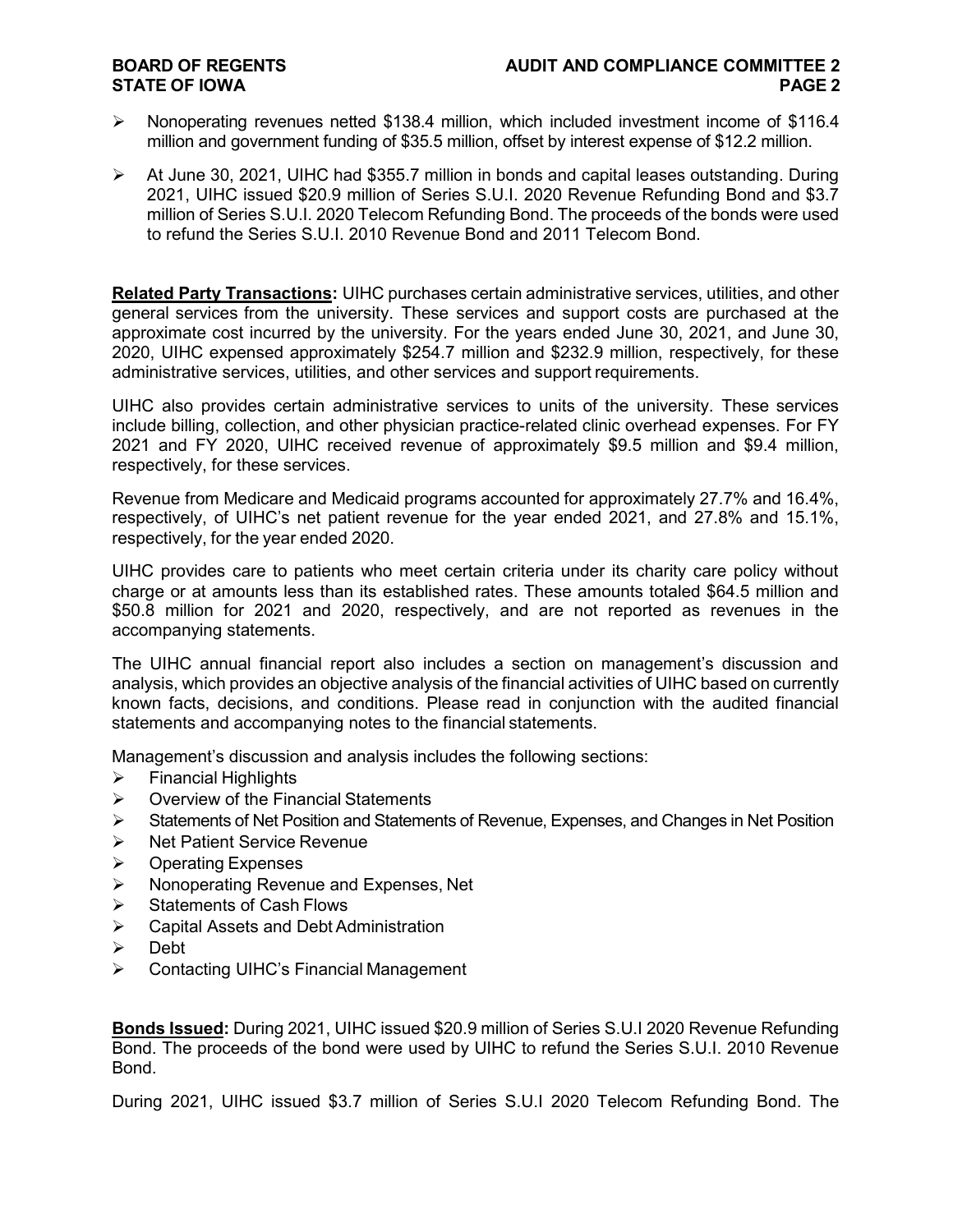- Nonoperating revenues netted $138.4 million, which included investment income of $116.4 million and government funding of $35.5 million, offset by interest expense of $12.2 million.
- At June 30, 2021, UIHC had $355.7 million in bonds and capital leases outstanding. During 2021, UIHC issued $20.9 million of Series S.U.I. 2020 Revenue Refunding Bond and $3.7 million of Series S.U.I. 2020 Telecom Refunding Bond. The proceeds of the bonds were used to refund the Series S.U.I. 2010 Revenue Bond and 2011 Telecom Bond.

**Related Party Transactions:** UIHC purchases certain administrative services, utilities, and other general services from the university. These services and support costs are purchased at the approximate cost incurred by the university. For the years ended June 30, 2021, and June 30, 2020, UIHC expensed approximately $254.7 million and $232.9 million, respectively, for these administrative services, utilities, and other services and support requirements.

UIHC also provides certain administrative services to units of the university. These services include billing, collection, and other physician practice-related clinic overhead expenses. For FY 2021 and FY 2020, UIHC received revenue of approximately $9.5 million and $9.4 million, respectively, for these services.

Revenue from Medicare and Medicaid programs accounted for approximately 27.7% and 16.4%, respectively, of UIHC's net patient revenue for the year ended 2021, and 27.8% and 15.1%, respectively, for the year ended 2020.

UIHC provides care to patients who meet certain criteria under its charity care policy without charge or at amounts less than its established rates. These amounts totaled $64.5 million and $50.8 million for 2021 and 2020, respectively, and are not reported as revenues in the accompanying statements.

The UIHC annual financial report also includes a section on management's discussion and analysis, which provides an objective analysis of the financial activities of UIHC based on currently known facts, decisions, and conditions. Please read in conjunction with the audited financial statements and accompanying notes to the financial statements.

Management's discussion and analysis includes the following sections:

- Financial Highlights
- Overview of the Financial Statements
- Statements of Net Position and Statements of Revenue, Expenses, and Changes in Net Position
- Net Patient Service Revenue
- Operating Expenses
- Nonoperating Revenue and Expenses, Net
- Statements of Cash Flows
- Capital Assets and Debt Administration
- Debt
- Contacting UIHC's Financial Management

**Bonds Issued:** During 2021, UIHC issued $20.9 million of Series S.U.I 2020 Revenue Refunding Bond. The proceeds of the bond were used by UIHC to refund the Series S.U.I. 2010 Revenue Bond.

During 2021, UIHC issued $3.7 million of Series S.U.I 2020 Telecom Refunding Bond. The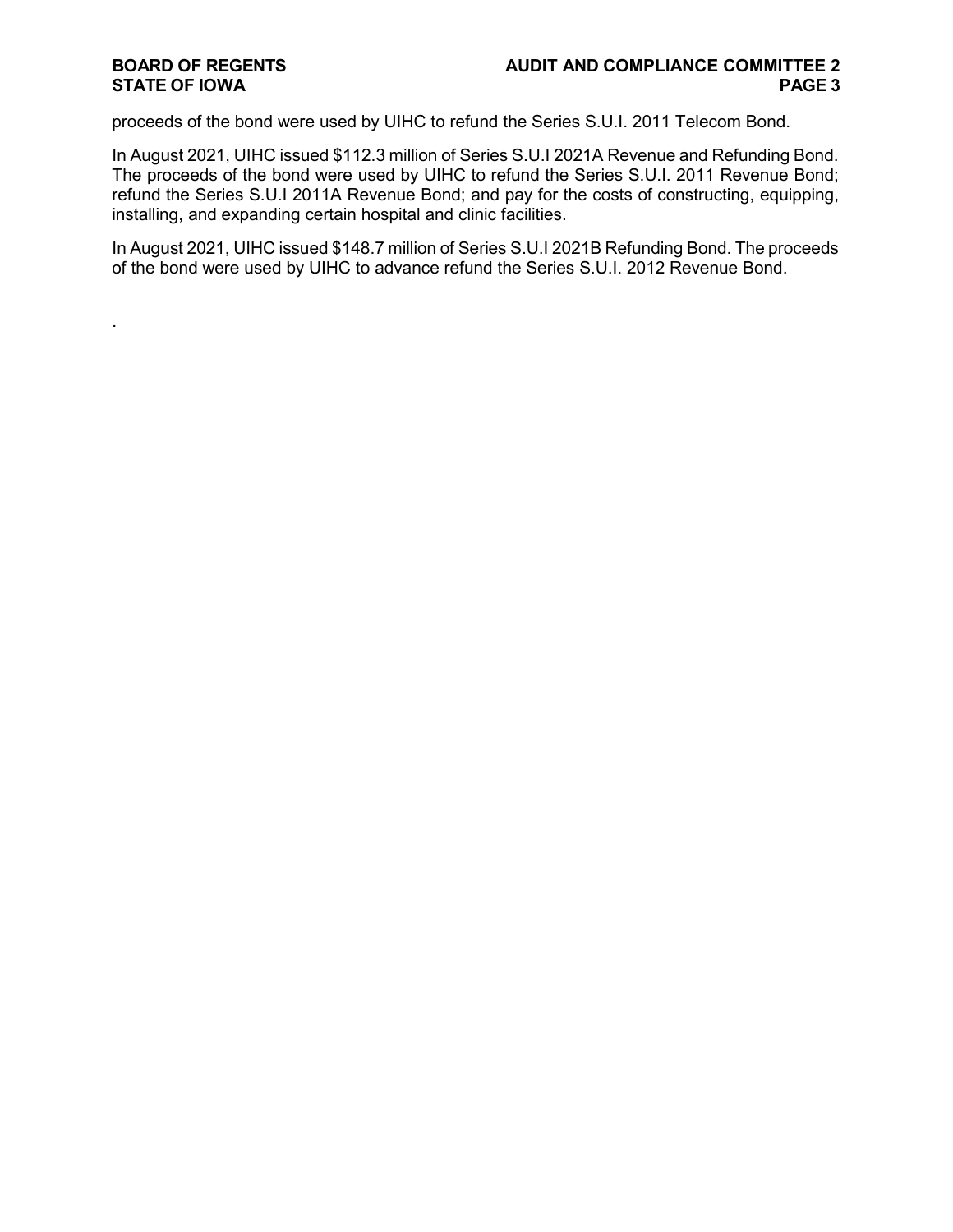proceeds of the bond were used by UIHC to refund the Series S.U.I. 2011 Telecom Bond.

In August 2021, UIHC issued $112.3 million of Series S.U.I 2021A Revenue and Refunding Bond. The proceeds of the bond were used by UIHC to refund the Series S.U.I. 2011 Revenue Bond; refund the Series S.U.I 2011A Revenue Bond; and pay for the costs of constructing, equipping, installing, and expanding certain hospital and clinic facilities.

In August 2021, UIHC issued $148.7 million of Series S.U.I 2021B Refunding Bond. The proceeds of the bond were used by UIHC to advance refund the Series S.U.I. 2012 Revenue Bond.

.